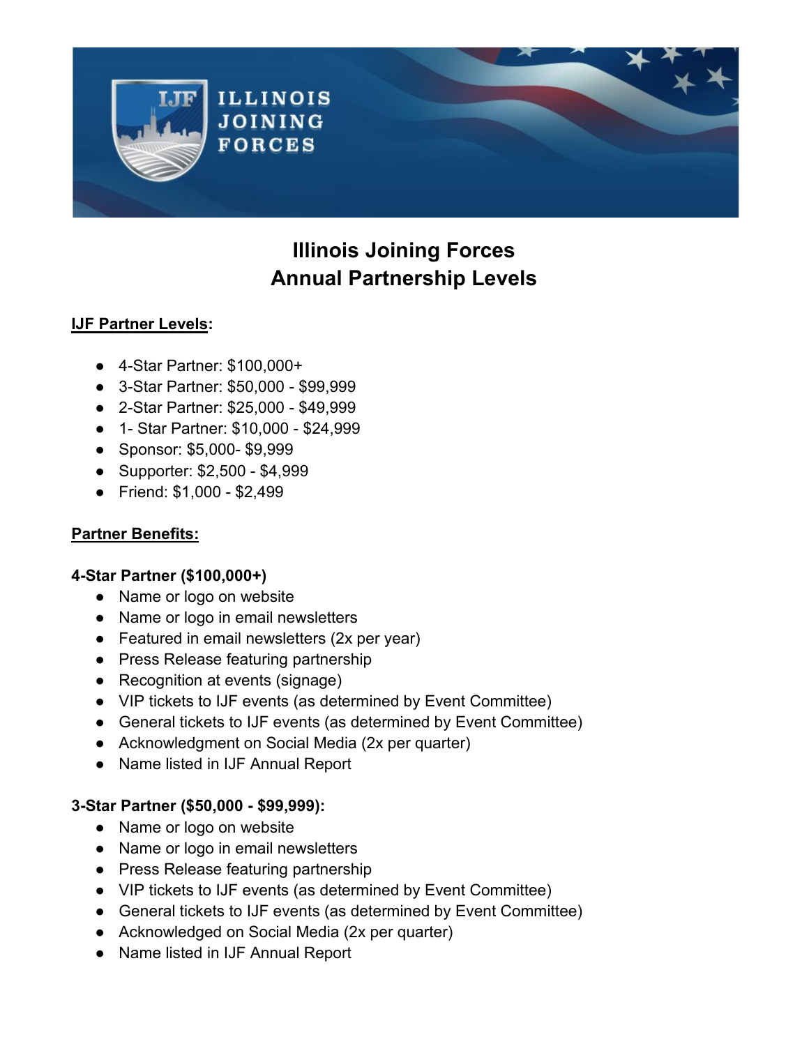# Illinois Joining Forces
# Annual Partnership Levels

**IJF Partner Levels:**

- 4-Star Partner: $100,000+
- 3-Star Partner: $50,000 - $99,999
- 2-Star Partner: $25,000 - $49,999
- 1- Star Partner: $10,000 - $24,999
- Sponsor: $5,000- $9,999
- Supporter: $2,500 - $4,999
- Friend: $1,000 - $2,499

**Partner Benefits:**

**4-Star Partner ($100,000+)**

- Name or logo on website
- Name or logo in email newsletters
- Featured in email newsletters (2x per year)
- Press Release featuring partnership
- Recognition at events (signage)
- VIP tickets to IJF events (as determined by Event Committee)
- General tickets to IJF events (as determined by Event Committee)
- Acknowledgment on Social Media (2x per quarter)
- Name listed in IJF Annual Report

**3-Star Partner ($50,000 - $99,999):**

- Name or logo on website
- Name or logo in email newsletters
- Press Release featuring partnership
- VIP tickets to IJF events (as determined by Event Committee)
- General tickets to IJF events (as determined by Event Committee)
- Acknowledged on Social Media (2x per quarter)
- Name listed in IJF Annual Report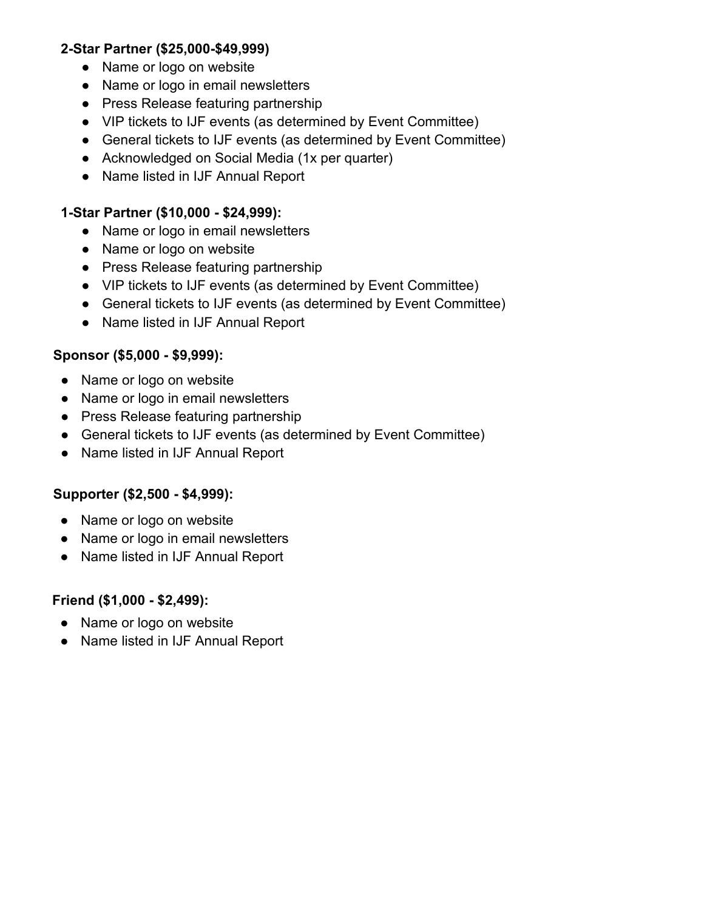**2-Star Partner ($25,000-$49,999)**

- Name or logo on website
- Name or logo in email newsletters
- Press Release featuring partnership
- VIP tickets to IJF events (as determined by Event Committee)
- General tickets to IJF events (as determined by Event Committee)
- Acknowledged on Social Media (1x per quarter)
- Name listed in IJF Annual Report

**1-Star Partner ($10,000 - $24,999):**

- Name or logo in email newsletters
- Name or logo on website
- Press Release featuring partnership
- VIP tickets to IJF events (as determined by Event Committee)
- General tickets to IJF events (as determined by Event Committee)
- Name listed in IJF Annual Report

**Sponsor ($5,000 - $9,999):**

- Name or logo on website
- Name or logo in email newsletters
- Press Release featuring partnership
- General tickets to IJF events (as determined by Event Committee)
- Name listed in IJF Annual Report

**Supporter ($2,500 - $4,999):**

- Name or logo on website
- Name or logo in email newsletters
- Name listed in IJF Annual Report

**Friend ($1,000 - $2,499):**

- Name or logo on website
- Name listed in IJF Annual Report